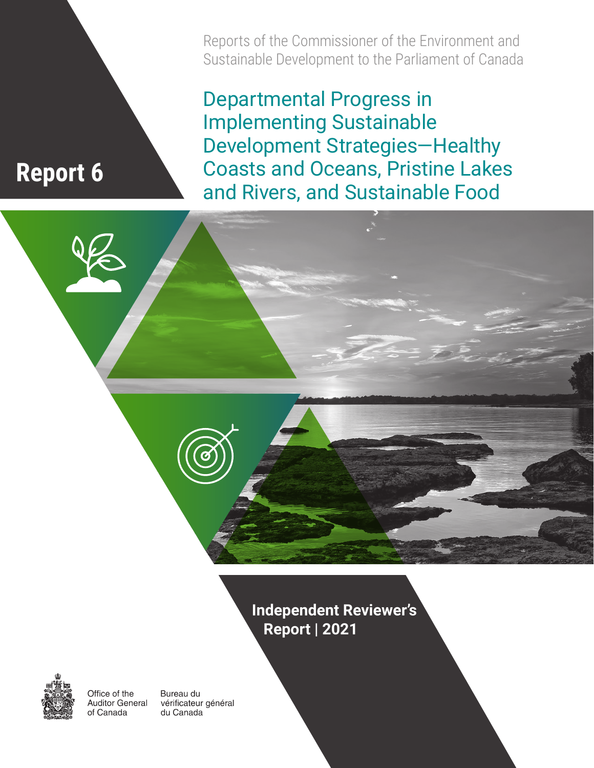Reports of the Commissioner of the Environment and Sustainable Development to the Parliament of Canada

# Report 6

# Departmental Progress in Implementing Sustainable Development Strategies—Healthy Coasts and Oceans, Pristine Lakes and Rivers, and Sustainable Food

**Independent Reviewer's Report | 2021**

Office of the Auditor General of Canada

Bureau du vérificateur général du Canada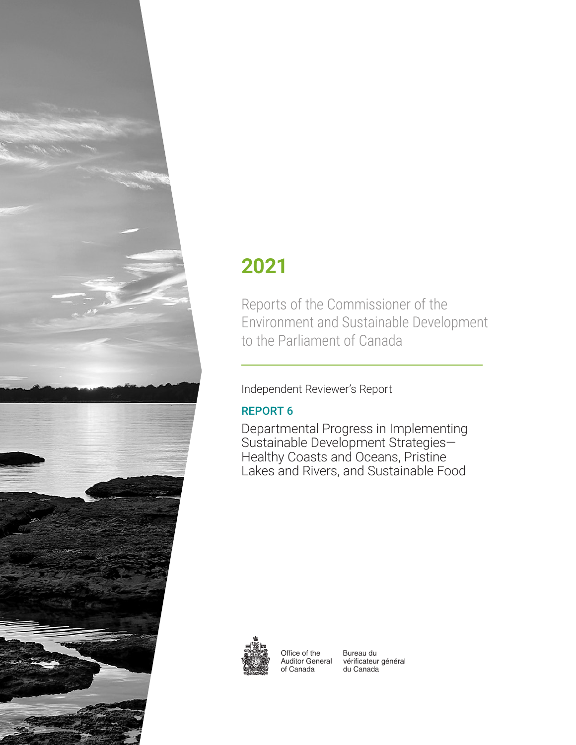# 2021

Reports of the Commissioner of the Environment and Sustainable Development to the Parliament of Canada

Independent Reviewer's Report

## REPORT 6

Departmental Progress in Implementing Sustainable Development Strategies—Healthy Coasts and Oceans, Pristine Lakes and Rivers, and Sustainable Food

Office of the Auditor General of Canada

Bureau du vérificateur général du Canada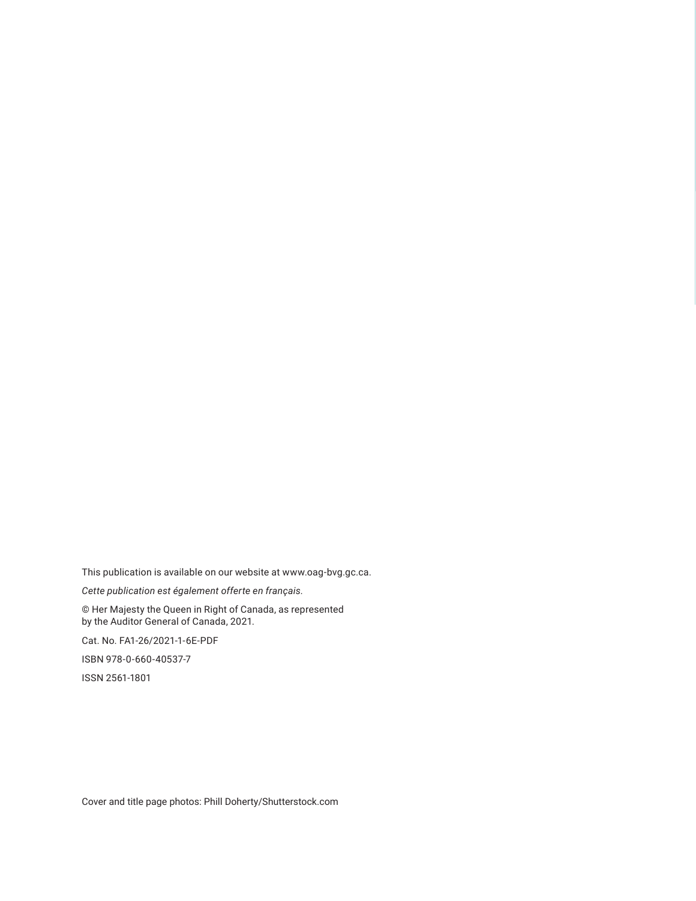This publication is available on our website at www.oag-bvg.gc.ca.

*Cette publication est également offerte en français.*

© Her Majesty the Queen in Right of Canada, as represented by the Auditor General of Canada, 2021.

Cat. No. FA1-26/2021-1-6E-PDF

ISBN 978-0-660-40537-7

ISSN 2561-1801

Cover and title page photos: Phill Doherty/Shutterstock.com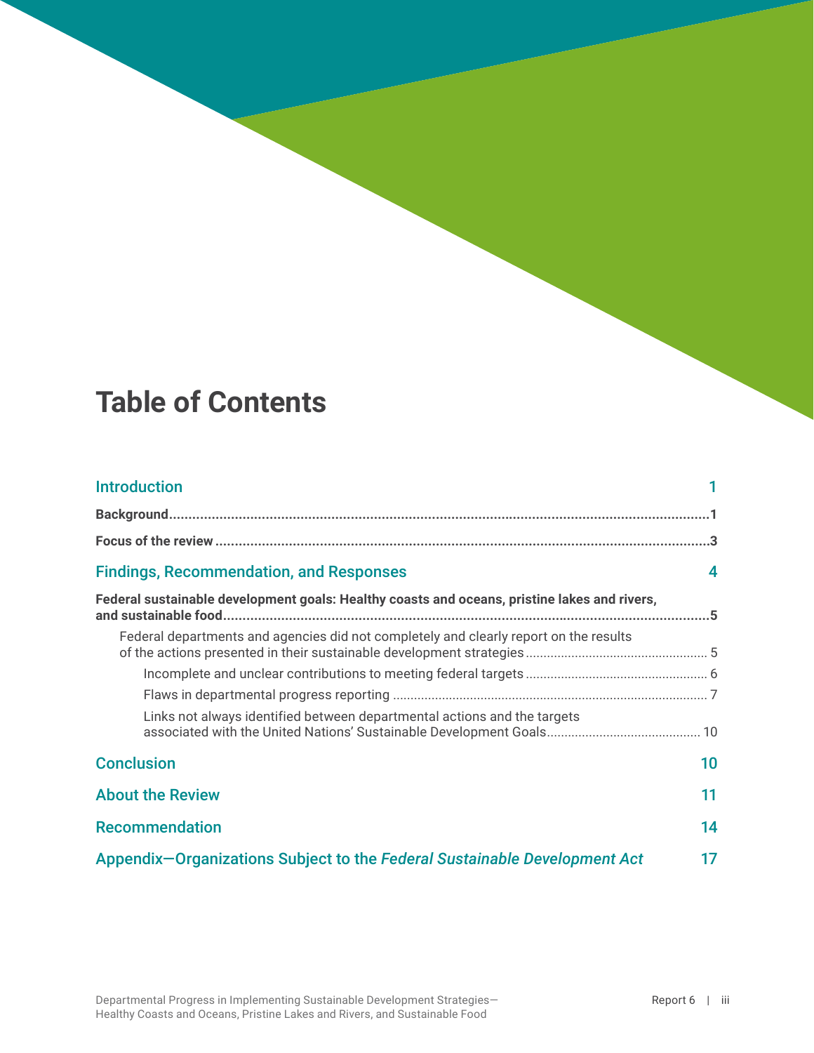# Table of Contents

| | |
|---|---|
| **Introduction** | **1** |
| **Background** | **1** |
| **Focus of the review** | **3** |
| **Findings, Recommendation, and Responses** | **4** |
| **Federal sustainable development goals: Healthy coasts and oceans, pristine lakes and rivers, and sustainable food** | **5** |
| Federal departments and agencies did not completely and clearly report on the results of the actions presented in their sustainable development strategies | 5 |
| Incomplete and unclear contributions to meeting federal targets | 6 |
| Flaws in departmental progress reporting | 7 |
| Links not always identified between departmental actions and the targets associated with the United Nations' Sustainable Development Goals | 10 |
| **Conclusion** | **10** |
| **About the Review** | **11** |
| **Recommendation** | **14** |
| **Appendix—Organizations Subject to the *Federal Sustainable Development Act*** | **17** |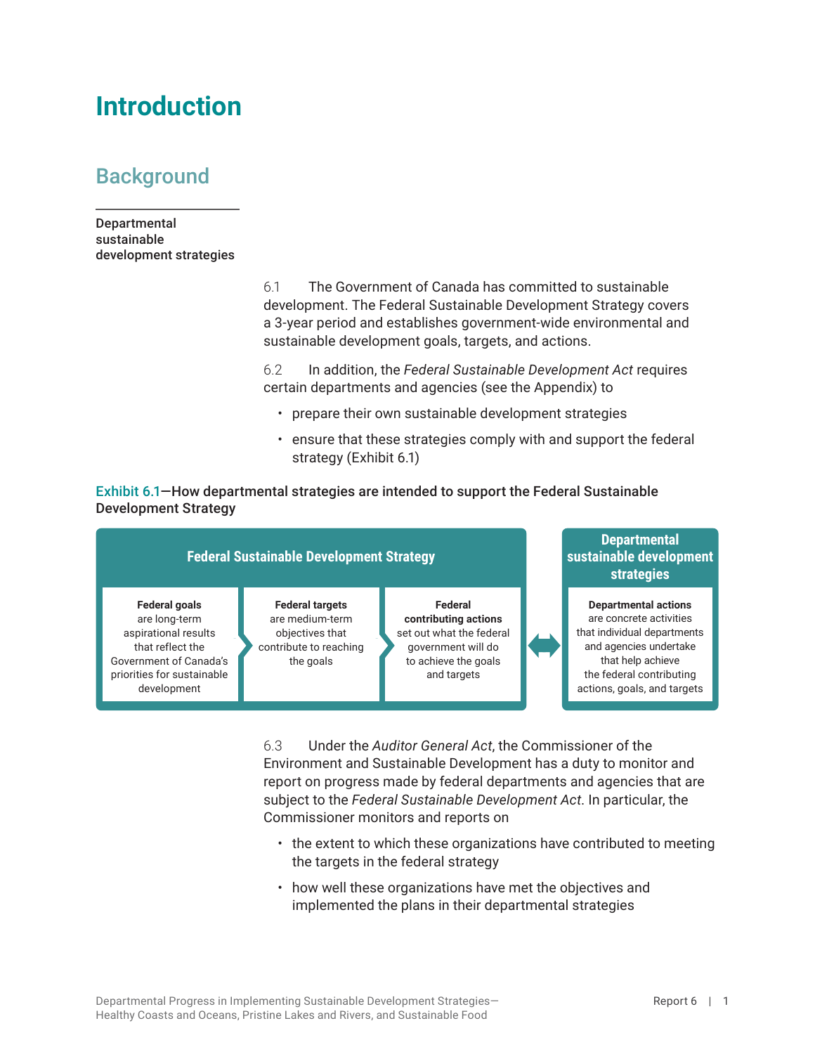# Introduction

## Background

**Departmental sustainable development strategies**

6.1 The Government of Canada has committed to sustainable development. The Federal Sustainable Development Strategy covers a 3-year period and establishes government-wide environmental and sustainable development goals, targets, and actions.

6.2 In addition, the *Federal Sustainable Development Act* requires certain departments and agencies (see the Appendix) to

- prepare their own sustainable development strategies
- ensure that these strategies comply with and support the federal strategy (Exhibit 6.1)

**Exhibit 6.1—How departmental strategies are intended to support the Federal Sustainable Development Strategy**

| Federal Sustainable Development Strategy | | | ⟷ | Departmental sustainable development strategies |
|---|---|---|---|---|
| **Federal goals** are long-term aspirational results that reflect the Government of Canada's priorities for sustainable development | **Federal targets** are medium-term objectives that contribute to reaching the goals | **Federal contributing actions** set out what the federal government will do to achieve the goals and targets | | **Departmental actions** are concrete activities that individual departments and agencies undertake that help achieve the federal contributing actions, goals, and targets |

6.3 Under the *Auditor General Act*, the Commissioner of the Environment and Sustainable Development has a duty to monitor and report on progress made by federal departments and agencies that are subject to the *Federal Sustainable Development Act*. In particular, the Commissioner monitors and reports on

- the extent to which these organizations have contributed to meeting the targets in the federal strategy
- how well these organizations have met the objectives and implemented the plans in their departmental strategies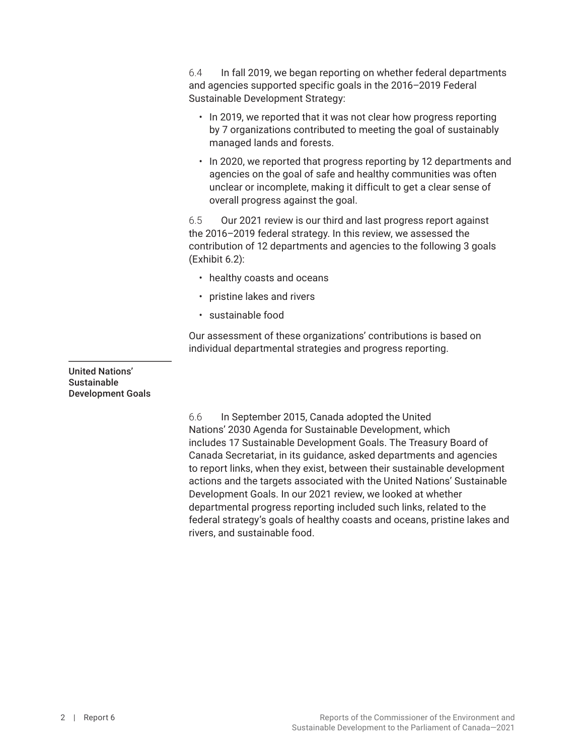6.4 In fall 2019, we began reporting on whether federal departments and agencies supported specific goals in the 2016–2019 Federal Sustainable Development Strategy:

- In 2019, we reported that it was not clear how progress reporting by 7 organizations contributed to meeting the goal of sustainably managed lands and forests.
- In 2020, we reported that progress reporting by 12 departments and agencies on the goal of safe and healthy communities was often unclear or incomplete, making it difficult to get a clear sense of overall progress against the goal.

6.5 Our 2021 review is our third and last progress report against the 2016–2019 federal strategy. In this review, we assessed the contribution of 12 departments and agencies to the following 3 goals (Exhibit 6.2):

- healthy coasts and oceans
- pristine lakes and rivers
- sustainable food

Our assessment of these organizations' contributions is based on individual departmental strategies and progress reporting.

### United Nations' Sustainable Development Goals

6.6 In September 2015, Canada adopted the United Nations' 2030 Agenda for Sustainable Development, which includes 17 Sustainable Development Goals. The Treasury Board of Canada Secretariat, in its guidance, asked departments and agencies to report links, when they exist, between their sustainable development actions and the targets associated with the United Nations' Sustainable Development Goals. In our 2021 review, we looked at whether departmental progress reporting included such links, related to the federal strategy's goals of healthy coasts and oceans, pristine lakes and rivers, and sustainable food.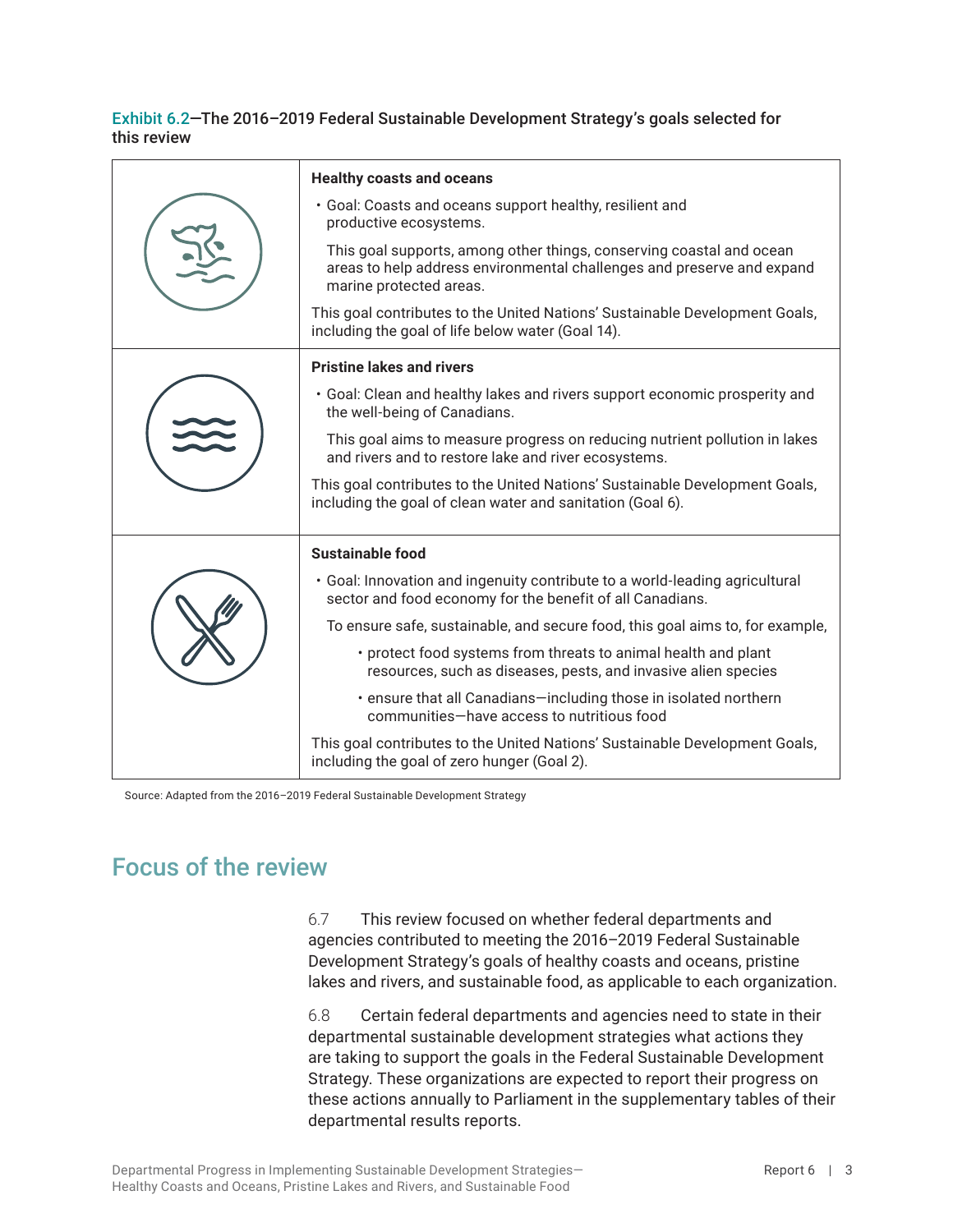**Exhibit 6.2—The 2016–2019 Federal Sustainable Development Strategy's goals selected for this review**

| | |
|---|---|
| | **Healthy coasts and oceans**<br>• Goal: Coasts and oceans support healthy, resilient and productive ecosystems.<br>This goal supports, among other things, conserving coastal and ocean areas to help address environmental challenges and preserve and expand marine protected areas.<br>This goal contributes to the United Nations' Sustainable Development Goals, including the goal of life below water (Goal 14). |
| | **Pristine lakes and rivers**<br>• Goal: Clean and healthy lakes and rivers support economic prosperity and the well-being of Canadians.<br>This goal aims to measure progress on reducing nutrient pollution in lakes and rivers and to restore lake and river ecosystems.<br>This goal contributes to the United Nations' Sustainable Development Goals, including the goal of clean water and sanitation (Goal 6). |
| | **Sustainable food**<br>• Goal: Innovation and ingenuity contribute to a world-leading agricultural sector and food economy for the benefit of all Canadians.<br>To ensure safe, sustainable, and secure food, this goal aims to, for example,<br>• protect food systems from threats to animal health and plant resources, such as diseases, pests, and invasive alien species<br>• ensure that all Canadians—including those in isolated northern communities—have access to nutritious food<br>This goal contributes to the United Nations' Sustainable Development Goals, including the goal of zero hunger (Goal 2). |

Source: Adapted from the 2016–2019 Federal Sustainable Development Strategy

## Focus of the review

6.7 This review focused on whether federal departments and agencies contributed to meeting the 2016–2019 Federal Sustainable Development Strategy's goals of healthy coasts and oceans, pristine lakes and rivers, and sustainable food, as applicable to each organization.

6.8 Certain federal departments and agencies need to state in their departmental sustainable development strategies what actions they are taking to support the goals in the Federal Sustainable Development Strategy. These organizations are expected to report their progress on these actions annually to Parliament in the supplementary tables of their departmental results reports.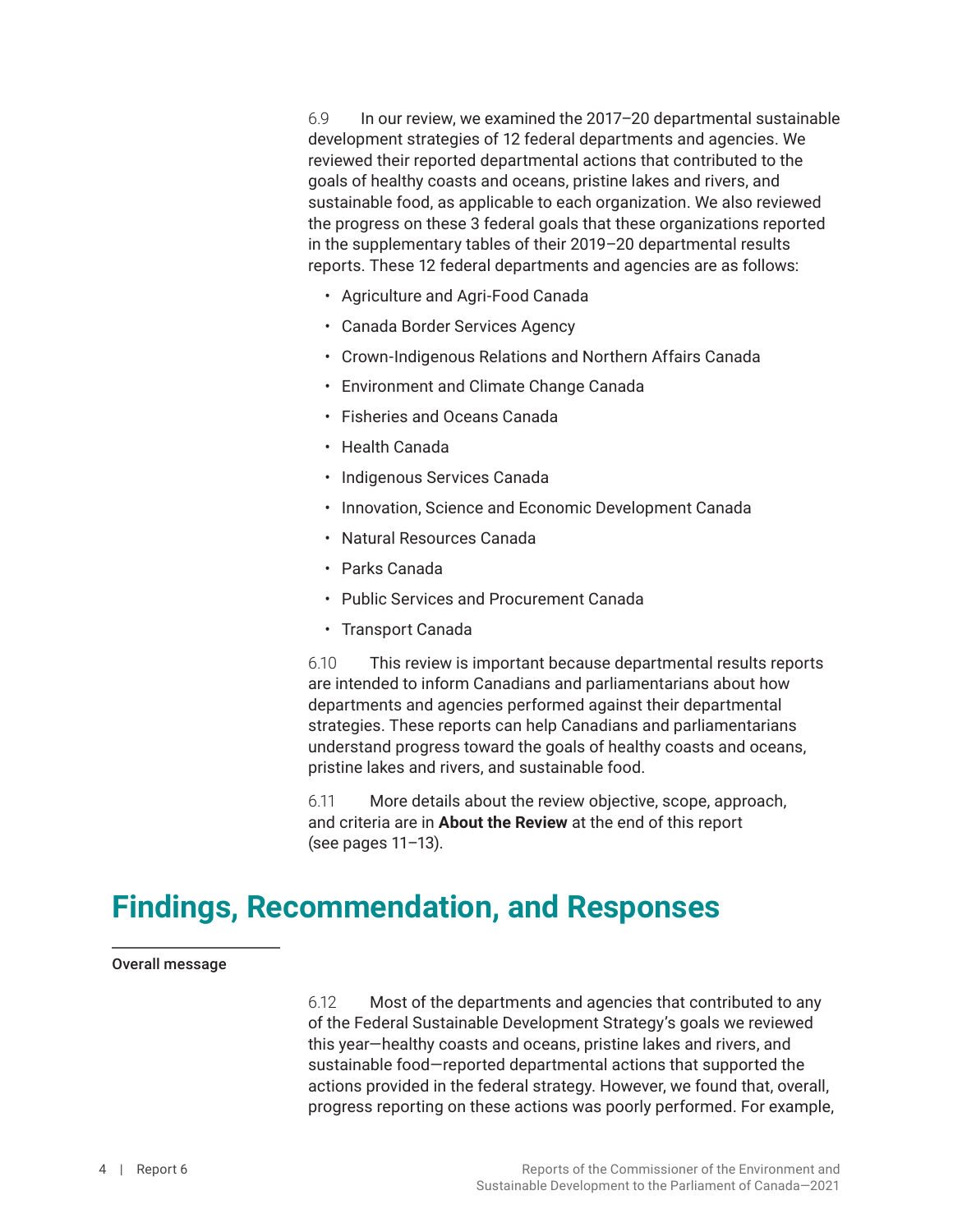6.9 In our review, we examined the 2017–20 departmental sustainable development strategies of 12 federal departments and agencies. We reviewed their reported departmental actions that contributed to the goals of healthy coasts and oceans, pristine lakes and rivers, and sustainable food, as applicable to each organization. We also reviewed the progress on these 3 federal goals that these organizations reported in the supplementary tables of their 2019–20 departmental results reports. These 12 federal departments and agencies are as follows:

- Agriculture and Agri-Food Canada
- Canada Border Services Agency
- Crown-Indigenous Relations and Northern Affairs Canada
- Environment and Climate Change Canada
- Fisheries and Oceans Canada
- Health Canada
- Indigenous Services Canada
- Innovation, Science and Economic Development Canada
- Natural Resources Canada
- Parks Canada
- Public Services and Procurement Canada
- Transport Canada

6.10 This review is important because departmental results reports are intended to inform Canadians and parliamentarians about how departments and agencies performed against their departmental strategies. These reports can help Canadians and parliamentarians understand progress toward the goals of healthy coasts and oceans, pristine lakes and rivers, and sustainable food.

6.11 More details about the review objective, scope, approach, and criteria are in **About the Review** at the end of this report (see pages 11–13).

# Findings, Recommendation, and Responses

## Overall message

6.12 Most of the departments and agencies that contributed to any of the Federal Sustainable Development Strategy's goals we reviewed this year—healthy coasts and oceans, pristine lakes and rivers, and sustainable food—reported departmental actions that supported the actions provided in the federal strategy. However, we found that, overall, progress reporting on these actions was poorly performed. For example,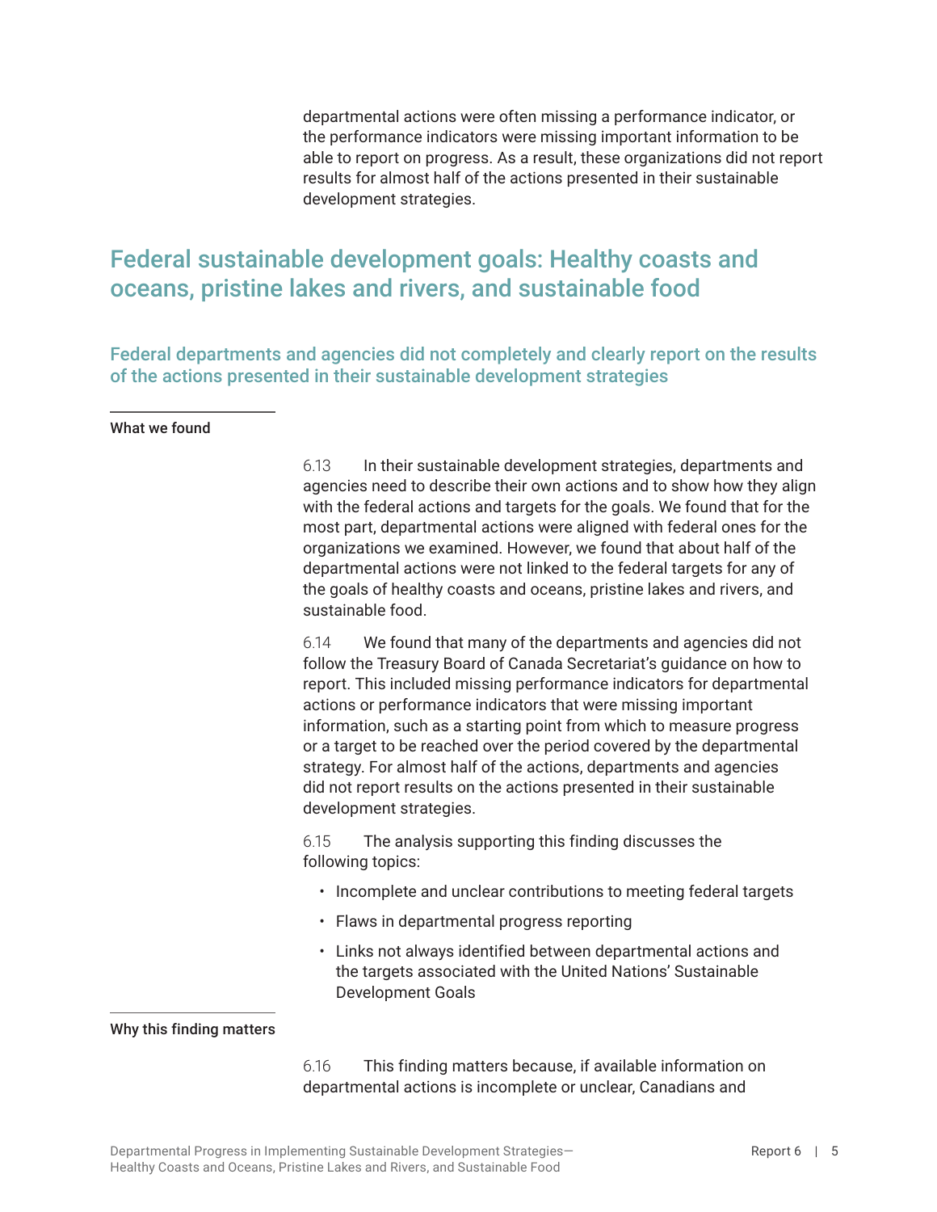departmental actions were often missing a performance indicator, or the performance indicators were missing important information to be able to report on progress. As a result, these organizations did not report results for almost half of the actions presented in their sustainable development strategies.

## Federal sustainable development goals: Healthy coasts and oceans, pristine lakes and rivers, and sustainable food

### Federal departments and agencies did not completely and clearly report on the results of the actions presented in their sustainable development strategies

#### What we found

6.13 In their sustainable development strategies, departments and agencies need to describe their own actions and to show how they align with the federal actions and targets for the goals. We found that for the most part, departmental actions were aligned with federal ones for the organizations we examined. However, we found that about half of the departmental actions were not linked to the federal targets for any of the goals of healthy coasts and oceans, pristine lakes and rivers, and sustainable food.

6.14 We found that many of the departments and agencies did not follow the Treasury Board of Canada Secretariat's guidance on how to report. This included missing performance indicators for departmental actions or performance indicators that were missing important information, such as a starting point from which to measure progress or a target to be reached over the period covered by the departmental strategy. For almost half of the actions, departments and agencies did not report results on the actions presented in their sustainable development strategies.

6.15 The analysis supporting this finding discusses the following topics:

- Incomplete and unclear contributions to meeting federal targets
- Flaws in departmental progress reporting
- Links not always identified between departmental actions and the targets associated with the United Nations' Sustainable Development Goals

#### Why this finding matters

6.16 This finding matters because, if available information on departmental actions is incomplete or unclear, Canadians and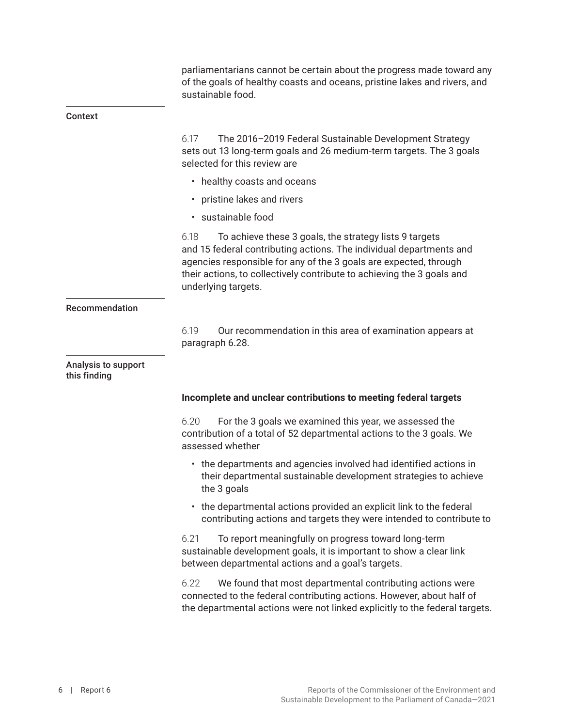parliamentarians cannot be certain about the progress made toward any of the goals of healthy coasts and oceans, pristine lakes and rivers, and sustainable food.

## Context

6.17 The 2016–2019 Federal Sustainable Development Strategy sets out 13 long-term goals and 26 medium-term targets. The 3 goals selected for this review are

- healthy coasts and oceans
- pristine lakes and rivers
- sustainable food

6.18 To achieve these 3 goals, the strategy lists 9 targets and 15 federal contributing actions. The individual departments and agencies responsible for any of the 3 goals are expected, through their actions, to collectively contribute to achieving the 3 goals and underlying targets.

## Recommendation

6.19 Our recommendation in this area of examination appears at paragraph 6.28.

## Analysis to support this finding

**Incomplete and unclear contributions to meeting federal targets**

6.20 For the 3 goals we examined this year, we assessed the contribution of a total of 52 departmental actions to the 3 goals. We assessed whether

- the departments and agencies involved had identified actions in their departmental sustainable development strategies to achieve the 3 goals
- the departmental actions provided an explicit link to the federal contributing actions and targets they were intended to contribute to

6.21 To report meaningfully on progress toward long-term sustainable development goals, it is important to show a clear link between departmental actions and a goal's targets.

6.22 We found that most departmental contributing actions were connected to the federal contributing actions. However, about half of the departmental actions were not linked explicitly to the federal targets.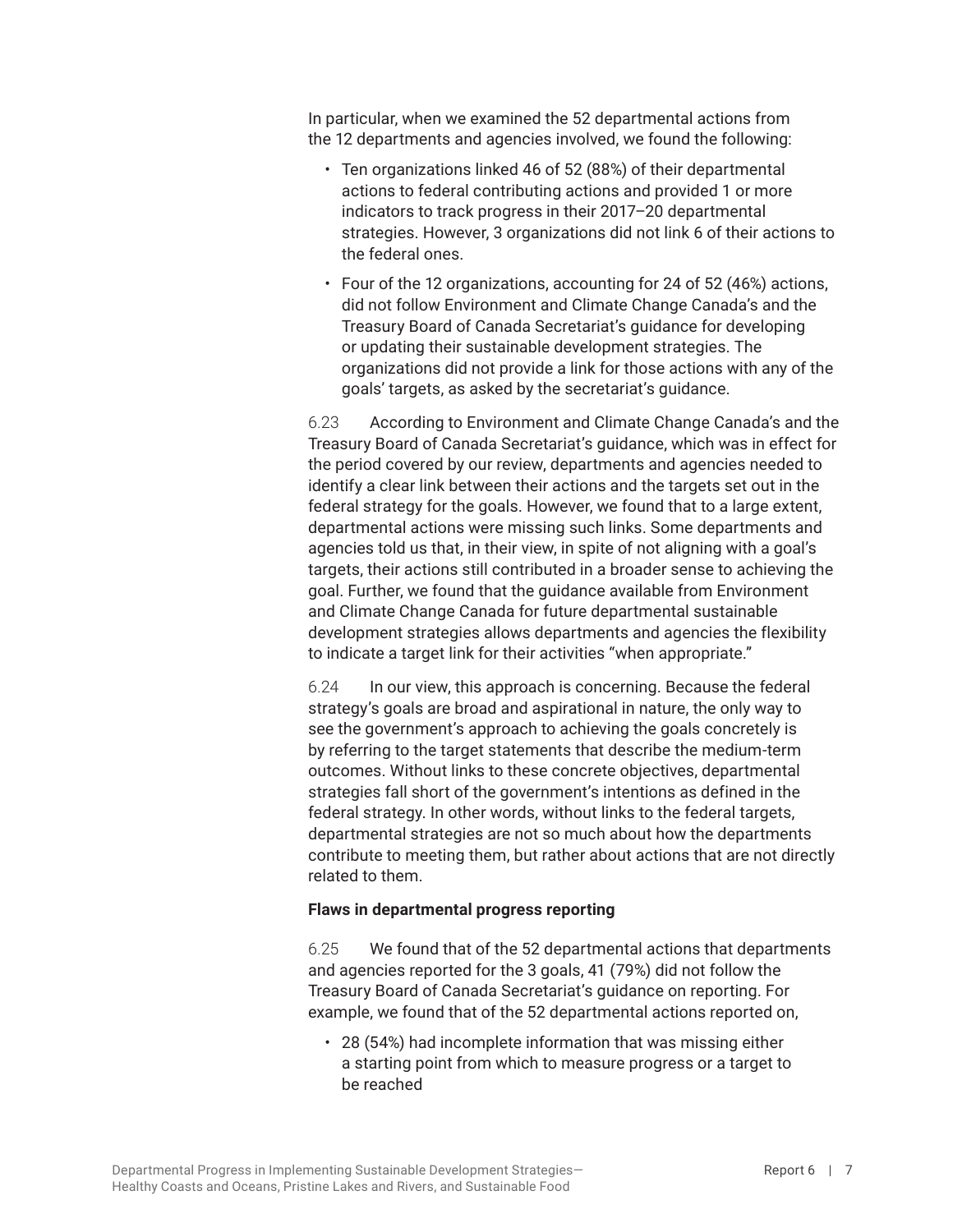In particular, when we examined the 52 departmental actions from the 12 departments and agencies involved, we found the following:

- Ten organizations linked 46 of 52 (88%) of their departmental actions to federal contributing actions and provided 1 or more indicators to track progress in their 2017–20 departmental strategies. However, 3 organizations did not link 6 of their actions to the federal ones.
- Four of the 12 organizations, accounting for 24 of 52 (46%) actions, did not follow Environment and Climate Change Canada's and the Treasury Board of Canada Secretariat's guidance for developing or updating their sustainable development strategies. The organizations did not provide a link for those actions with any of the goals' targets, as asked by the secretariat's guidance.

6.23 According to Environment and Climate Change Canada's and the Treasury Board of Canada Secretariat's guidance, which was in effect for the period covered by our review, departments and agencies needed to identify a clear link between their actions and the targets set out in the federal strategy for the goals. However, we found that to a large extent, departmental actions were missing such links. Some departments and agencies told us that, in their view, in spite of not aligning with a goal's targets, their actions still contributed in a broader sense to achieving the goal. Further, we found that the guidance available from Environment and Climate Change Canada for future departmental sustainable development strategies allows departments and agencies the flexibility to indicate a target link for their activities "when appropriate."

6.24 In our view, this approach is concerning. Because the federal strategy's goals are broad and aspirational in nature, the only way to see the government's approach to achieving the goals concretely is by referring to the target statements that describe the medium-term outcomes. Without links to these concrete objectives, departmental strategies fall short of the government's intentions as defined in the federal strategy. In other words, without links to the federal targets, departmental strategies are not so much about how the departments contribute to meeting them, but rather about actions that are not directly related to them.

**Flaws in departmental progress reporting**

6.25 We found that of the 52 departmental actions that departments and agencies reported for the 3 goals, 41 (79%) did not follow the Treasury Board of Canada Secretariat's guidance on reporting. For example, we found that of the 52 departmental actions reported on,

- 28 (54%) had incomplete information that was missing either a starting point from which to measure progress or a target to be reached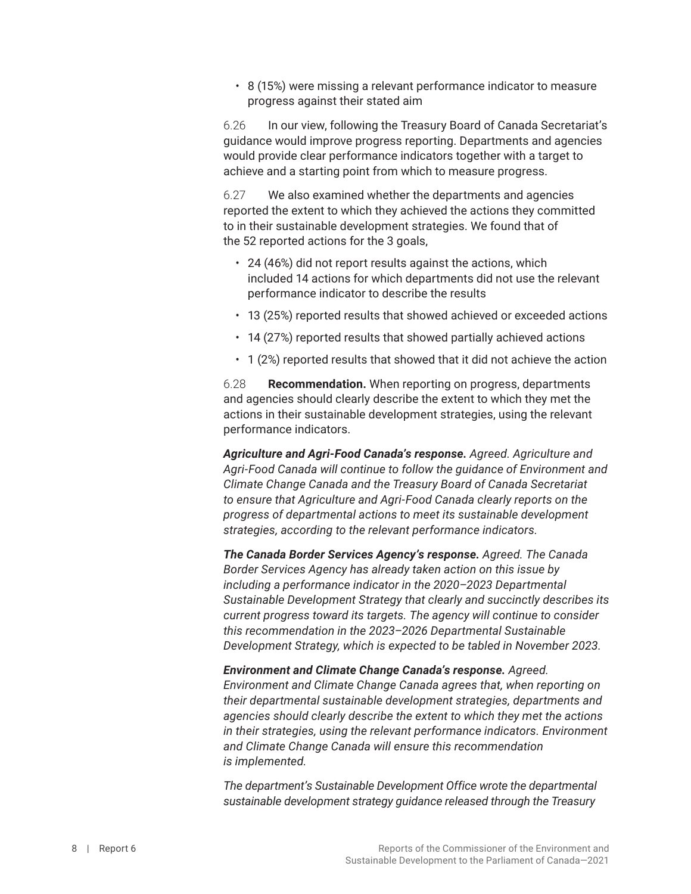- 8 (15%) were missing a relevant performance indicator to measure progress against their stated aim

6.26 In our view, following the Treasury Board of Canada Secretariat's guidance would improve progress reporting. Departments and agencies would provide clear performance indicators together with a target to achieve and a starting point from which to measure progress.

6.27 We also examined whether the departments and agencies reported the extent to which they achieved the actions they committed to in their sustainable development strategies. We found that of the 52 reported actions for the 3 goals,

- 24 (46%) did not report results against the actions, which included 14 actions for which departments did not use the relevant performance indicator to describe the results
- 13 (25%) reported results that showed achieved or exceeded actions
- 14 (27%) reported results that showed partially achieved actions
- 1 (2%) reported results that showed that it did not achieve the action

6.28 **Recommendation.** When reporting on progress, departments and agencies should clearly describe the extent to which they met the actions in their sustainable development strategies, using the relevant performance indicators.

***Agriculture and Agri-Food Canada's response.*** *Agreed. Agriculture and Agri-Food Canada will continue to follow the guidance of Environment and Climate Change Canada and the Treasury Board of Canada Secretariat to ensure that Agriculture and Agri-Food Canada clearly reports on the progress of departmental actions to meet its sustainable development strategies, according to the relevant performance indicators.*

***The Canada Border Services Agency's response.*** *Agreed. The Canada Border Services Agency has already taken action on this issue by including a performance indicator in the 2020–2023 Departmental Sustainable Development Strategy that clearly and succinctly describes its current progress toward its targets. The agency will continue to consider this recommendation in the 2023–2026 Departmental Sustainable Development Strategy, which is expected to be tabled in November 2023.*

***Environment and Climate Change Canada's response.*** *Agreed. Environment and Climate Change Canada agrees that, when reporting on their departmental sustainable development strategies, departments and agencies should clearly describe the extent to which they met the actions in their strategies, using the relevant performance indicators. Environment and Climate Change Canada will ensure this recommendation is implemented.*

*The department's Sustainable Development Office wrote the departmental sustainable development strategy guidance released through the Treasury*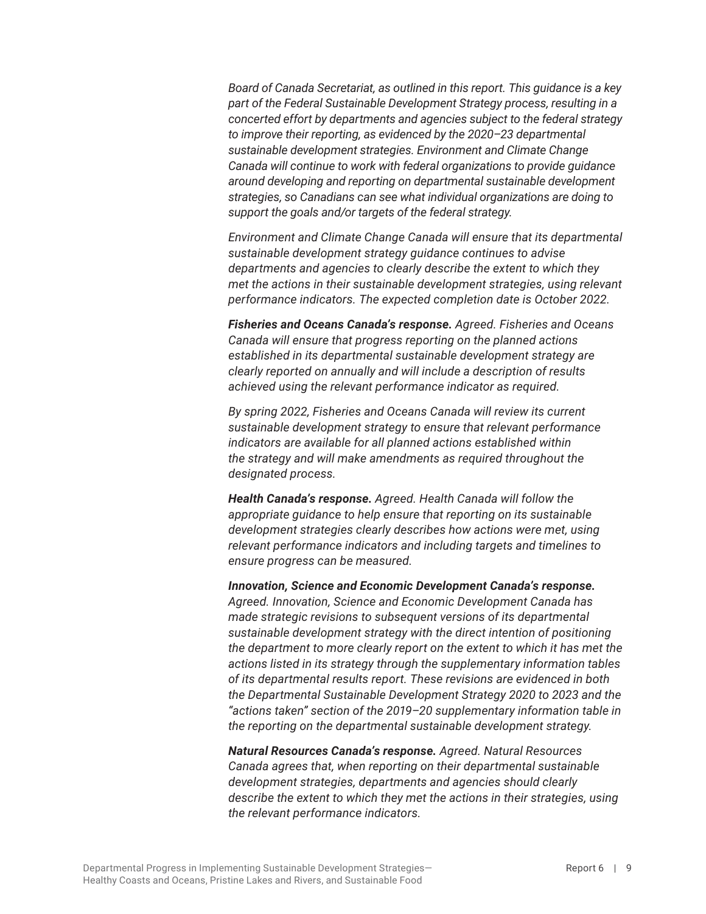*Board of Canada Secretariat, as outlined in this report. This guidance is a key part of the Federal Sustainable Development Strategy process, resulting in a concerted effort by departments and agencies subject to the federal strategy to improve their reporting, as evidenced by the 2020–23 departmental sustainable development strategies. Environment and Climate Change Canada will continue to work with federal organizations to provide guidance around developing and reporting on departmental sustainable development strategies, so Canadians can see what individual organizations are doing to support the goals and/or targets of the federal strategy.*

*Environment and Climate Change Canada will ensure that its departmental sustainable development strategy guidance continues to advise departments and agencies to clearly describe the extent to which they met the actions in their sustainable development strategies, using relevant performance indicators. The expected completion date is October 2022.*

***Fisheries and Oceans Canada's response.*** *Agreed. Fisheries and Oceans Canada will ensure that progress reporting on the planned actions established in its departmental sustainable development strategy are clearly reported on annually and will include a description of results achieved using the relevant performance indicator as required.*

*By spring 2022, Fisheries and Oceans Canada will review its current sustainable development strategy to ensure that relevant performance indicators are available for all planned actions established within the strategy and will make amendments as required throughout the designated process.*

***Health Canada's response.*** *Agreed. Health Canada will follow the appropriate guidance to help ensure that reporting on its sustainable development strategies clearly describes how actions were met, using relevant performance indicators and including targets and timelines to ensure progress can be measured.*

***Innovation, Science and Economic Development Canada's response.*** *Agreed. Innovation, Science and Economic Development Canada has made strategic revisions to subsequent versions of its departmental sustainable development strategy with the direct intention of positioning the department to more clearly report on the extent to which it has met the actions listed in its strategy through the supplementary information tables of its departmental results report. These revisions are evidenced in both the Departmental Sustainable Development Strategy 2020 to 2023 and the "actions taken" section of the 2019–20 supplementary information table in the reporting on the departmental sustainable development strategy.*

***Natural Resources Canada's response.*** *Agreed. Natural Resources Canada agrees that, when reporting on their departmental sustainable development strategies, departments and agencies should clearly describe the extent to which they met the actions in their strategies, using the relevant performance indicators.*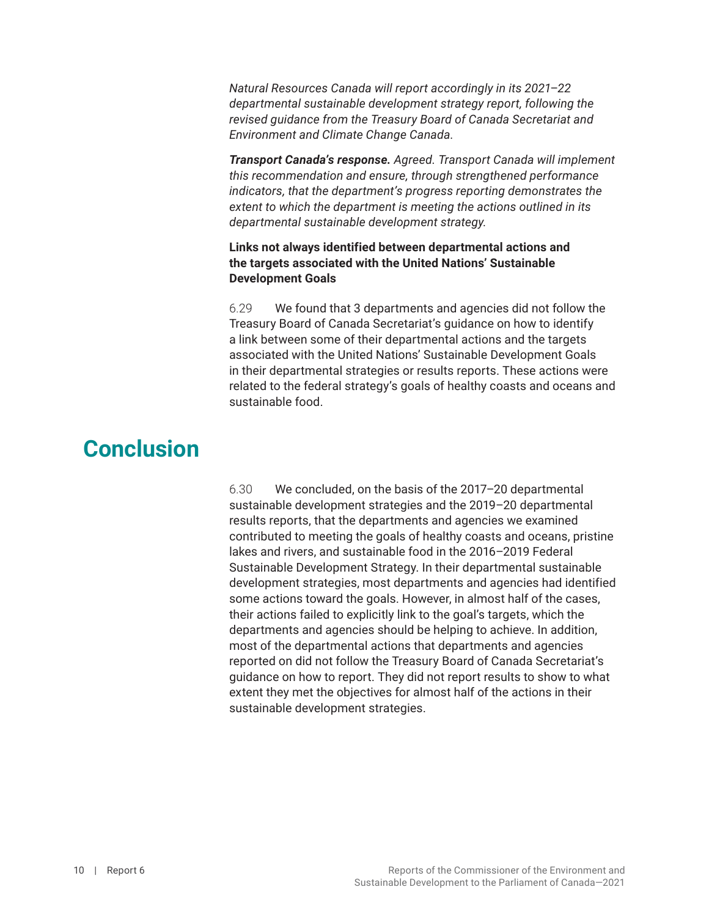*Natural Resources Canada will report accordingly in its 2021–22 departmental sustainable development strategy report, following the revised guidance from the Treasury Board of Canada Secretariat and Environment and Climate Change Canada.*

***Transport Canada's response.*** *Agreed. Transport Canada will implement this recommendation and ensure, through strengthened performance indicators, that the department's progress reporting demonstrates the extent to which the department is meeting the actions outlined in its departmental sustainable development strategy.*

**Links not always identified between departmental actions and the targets associated with the United Nations' Sustainable Development Goals**

6.29 We found that 3 departments and agencies did not follow the Treasury Board of Canada Secretariat's guidance on how to identify a link between some of their departmental actions and the targets associated with the United Nations' Sustainable Development Goals in their departmental strategies or results reports. These actions were related to the federal strategy's goals of healthy coasts and oceans and sustainable food.

# Conclusion

6.30 We concluded, on the basis of the 2017–20 departmental sustainable development strategies and the 2019–20 departmental results reports, that the departments and agencies we examined contributed to meeting the goals of healthy coasts and oceans, pristine lakes and rivers, and sustainable food in the 2016–2019 Federal Sustainable Development Strategy. In their departmental sustainable development strategies, most departments and agencies had identified some actions toward the goals. However, in almost half of the cases, their actions failed to explicitly link to the goal's targets, which the departments and agencies should be helping to achieve. In addition, most of the departmental actions that departments and agencies reported on did not follow the Treasury Board of Canada Secretariat's guidance on how to report. They did not report results to show to what extent they met the objectives for almost half of the actions in their sustainable development strategies.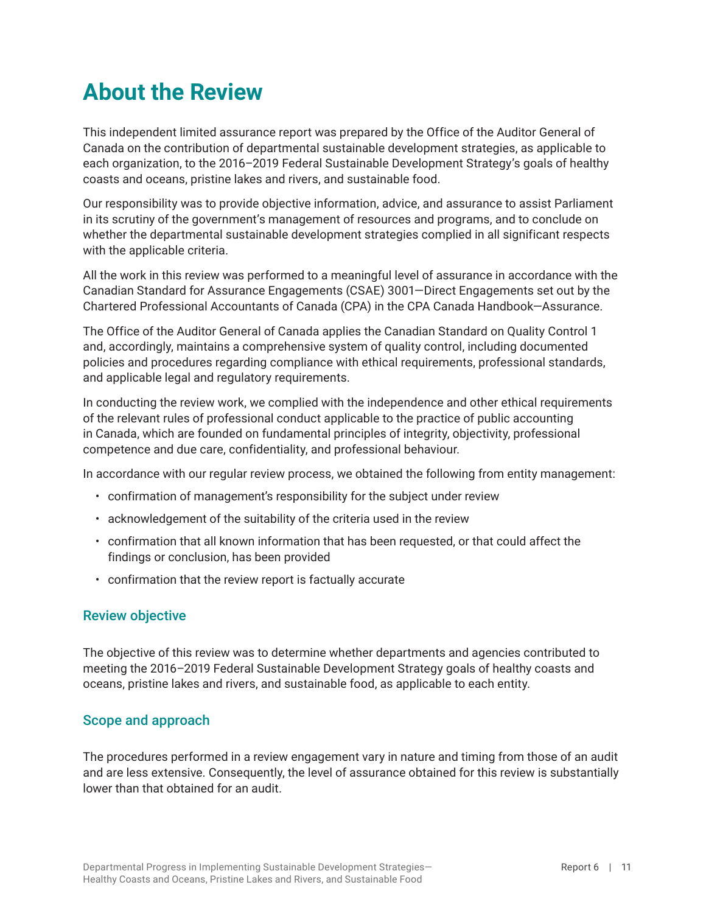# About the Review

This independent limited assurance report was prepared by the Office of the Auditor General of Canada on the contribution of departmental sustainable development strategies, as applicable to each organization, to the 2016–2019 Federal Sustainable Development Strategy's goals of healthy coasts and oceans, pristine lakes and rivers, and sustainable food.

Our responsibility was to provide objective information, advice, and assurance to assist Parliament in its scrutiny of the government's management of resources and programs, and to conclude on whether the departmental sustainable development strategies complied in all significant respects with the applicable criteria.

All the work in this review was performed to a meaningful level of assurance in accordance with the Canadian Standard for Assurance Engagements (CSAE) 3001—Direct Engagements set out by the Chartered Professional Accountants of Canada (CPA) in the CPA Canada Handbook—Assurance.

The Office of the Auditor General of Canada applies the Canadian Standard on Quality Control 1 and, accordingly, maintains a comprehensive system of quality control, including documented policies and procedures regarding compliance with ethical requirements, professional standards, and applicable legal and regulatory requirements.

In conducting the review work, we complied with the independence and other ethical requirements of the relevant rules of professional conduct applicable to the practice of public accounting in Canada, which are founded on fundamental principles of integrity, objectivity, professional competence and due care, confidentiality, and professional behaviour.

In accordance with our regular review process, we obtained the following from entity management:

- confirmation of management's responsibility for the subject under review
- acknowledgement of the suitability of the criteria used in the review
- confirmation that all known information that has been requested, or that could affect the findings or conclusion, has been provided
- confirmation that the review report is factually accurate

## Review objective

The objective of this review was to determine whether departments and agencies contributed to meeting the 2016–2019 Federal Sustainable Development Strategy goals of healthy coasts and oceans, pristine lakes and rivers, and sustainable food, as applicable to each entity.

## Scope and approach

The procedures performed in a review engagement vary in nature and timing from those of an audit and are less extensive. Consequently, the level of assurance obtained for this review is substantially lower than that obtained for an audit.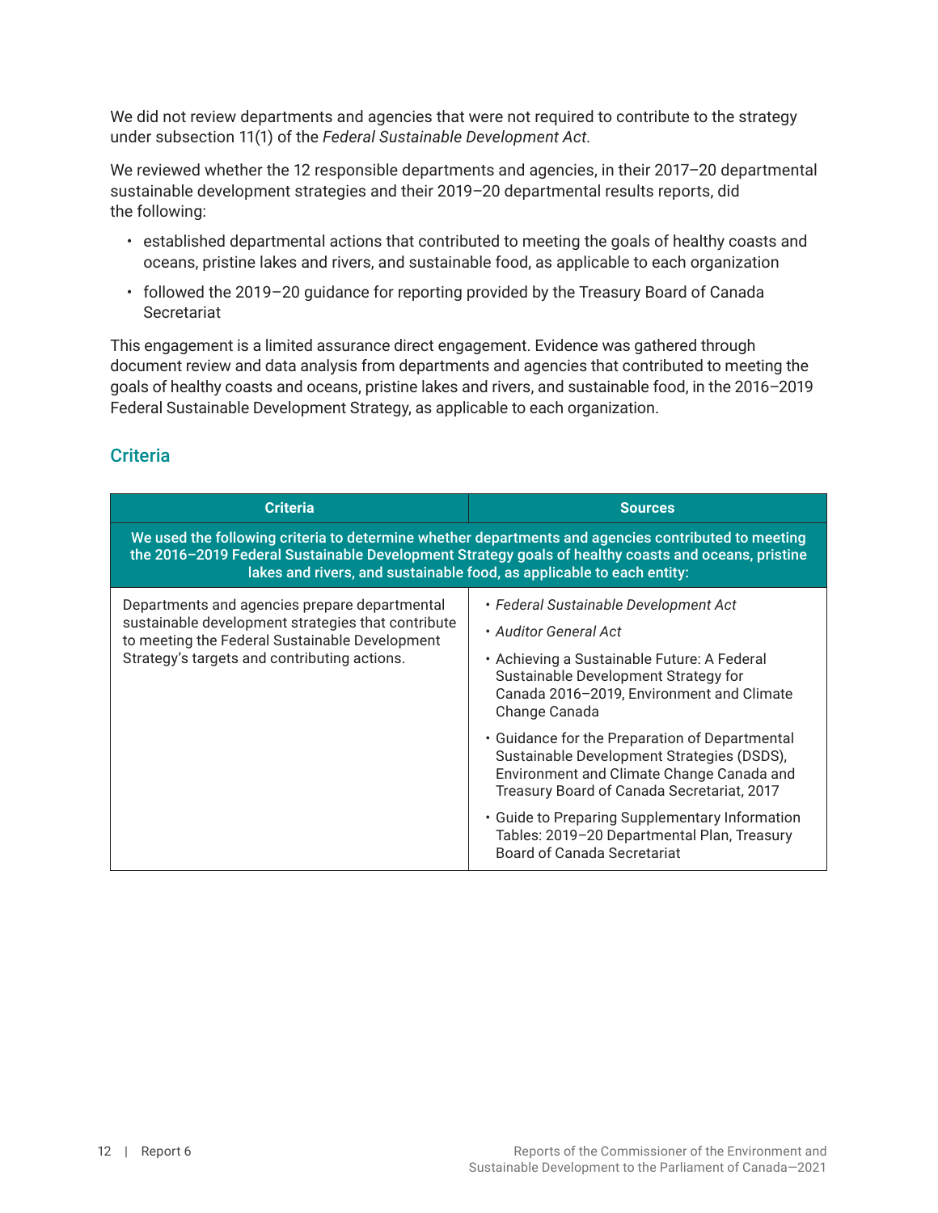We did not review departments and agencies that were not required to contribute to the strategy under subsection 11(1) of the *Federal Sustainable Development Act*.

We reviewed whether the 12 responsible departments and agencies, in their 2017–20 departmental sustainable development strategies and their 2019–20 departmental results reports, did the following:

- established departmental actions that contributed to meeting the goals of healthy coasts and oceans, pristine lakes and rivers, and sustainable food, as applicable to each organization
- followed the 2019–20 guidance for reporting provided by the Treasury Board of Canada Secretariat

This engagement is a limited assurance direct engagement. Evidence was gathered through document review and data analysis from departments and agencies that contributed to meeting the goals of healthy coasts and oceans, pristine lakes and rivers, and sustainable food, in the 2016–2019 Federal Sustainable Development Strategy, as applicable to each organization.

## Criteria

| Criteria | Sources |
|---|---|
| **We used the following criteria to determine whether departments and agencies contributed to meeting the 2016–2019 Federal Sustainable Development Strategy goals of healthy coasts and oceans, pristine lakes and rivers, and sustainable food, as applicable to each entity:** | |
| Departments and agencies prepare departmental sustainable development strategies that contribute to meeting the Federal Sustainable Development Strategy's targets and contributing actions. | • *Federal Sustainable Development Act*<br>• *Auditor General Act*<br>• Achieving a Sustainable Future: A Federal Sustainable Development Strategy for Canada 2016–2019, Environment and Climate Change Canada<br>• Guidance for the Preparation of Departmental Sustainable Development Strategies (DSDS), Environment and Climate Change Canada and Treasury Board of Canada Secretariat, 2017<br>• Guide to Preparing Supplementary Information Tables: 2019–20 Departmental Plan, Treasury Board of Canada Secretariat |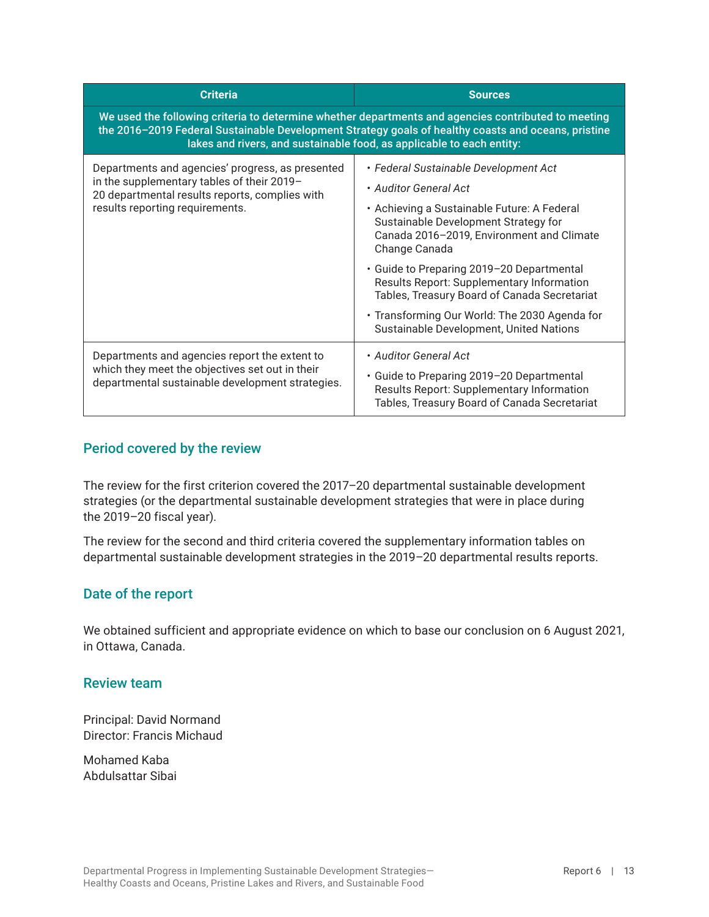| Criteria | Sources |
|---|---|
| **We used the following criteria to determine whether departments and agencies contributed to meeting the 2016–2019 Federal Sustainable Development Strategy goals of healthy coasts and oceans, pristine lakes and rivers, and sustainable food, as applicable to each entity:** | |
| Departments and agencies' progress, as presented in the supplementary tables of their 2019–20 departmental results reports, complies with results reporting requirements. | • *Federal Sustainable Development Act*<br>• *Auditor General Act*<br>• Achieving a Sustainable Future: A Federal Sustainable Development Strategy for Canada 2016–2019, Environment and Climate Change Canada<br>• Guide to Preparing 2019–20 Departmental Results Report: Supplementary Information Tables, Treasury Board of Canada Secretariat<br>• Transforming Our World: The 2030 Agenda for Sustainable Development, United Nations |
| Departments and agencies report the extent to which they meet the objectives set out in their departmental sustainable development strategies. | • *Auditor General Act*<br>• Guide to Preparing 2019–20 Departmental Results Report: Supplementary Information Tables, Treasury Board of Canada Secretariat |

## Period covered by the review

The review for the first criterion covered the 2017–20 departmental sustainable development strategies (or the departmental sustainable development strategies that were in place during the 2019–20 fiscal year).

The review for the second and third criteria covered the supplementary information tables on departmental sustainable development strategies in the 2019–20 departmental results reports.

## Date of the report

We obtained sufficient and appropriate evidence on which to base our conclusion on 6 August 2021, in Ottawa, Canada.

## Review team

Principal: David Normand
Director: Francis Michaud

Mohamed Kaba
Abdulsattar Sibai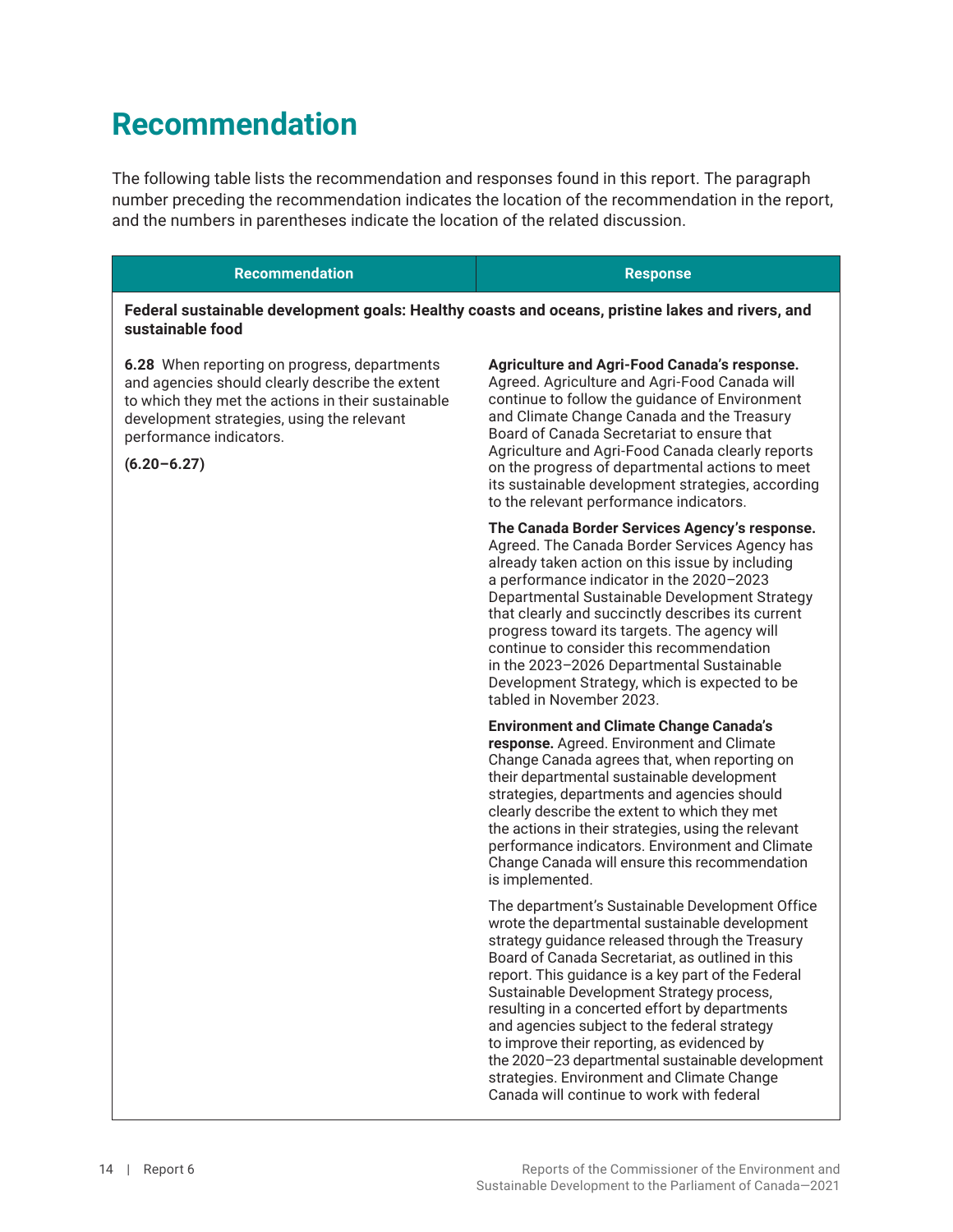# Recommendation

The following table lists the recommendation and responses found in this report. The paragraph number preceding the recommendation indicates the location of the recommendation in the report, and the numbers in parentheses indicate the location of the related discussion.

| Recommendation | Response |
|---|---|
| **Federal sustainable development goals: Healthy coasts and oceans, pristine lakes and rivers, and sustainable food** | |
| **6.28** When reporting on progress, departments and agencies should clearly describe the extent to which they met the actions in their sustainable development strategies, using the relevant performance indicators.<br><br>**(6.20–6.27)** | **Agriculture and Agri-Food Canada's response.** Agreed. Agriculture and Agri-Food Canada will continue to follow the guidance of Environment and Climate Change Canada and the Treasury Board of Canada Secretariat to ensure that Agriculture and Agri-Food Canada clearly reports on the progress of departmental actions to meet its sustainable development strategies, according to the relevant performance indicators.<br><br>**The Canada Border Services Agency's response.** Agreed. The Canada Border Services Agency has already taken action on this issue by including a performance indicator in the 2020–2023 Departmental Sustainable Development Strategy that clearly and succinctly describes its current progress toward its targets. The agency will continue to consider this recommendation in the 2023–2026 Departmental Sustainable Development Strategy, which is expected to be tabled in November 2023.<br><br>**Environment and Climate Change Canada's response.** Agreed. Environment and Climate Change Canada agrees that, when reporting on their departmental sustainable development strategies, departments and agencies should clearly describe the extent to which they met the actions in their strategies, using the relevant performance indicators. Environment and Climate Change Canada will ensure this recommendation is implemented.<br><br>The department's Sustainable Development Office wrote the departmental sustainable development strategy guidance released through the Treasury Board of Canada Secretariat, as outlined in this report. This guidance is a key part of the Federal Sustainable Development Strategy process, resulting in a concerted effort by departments and agencies subject to the federal strategy to improve their reporting, as evidenced by the 2020–23 departmental sustainable development strategies. Environment and Climate Change Canada will continue to work with federal |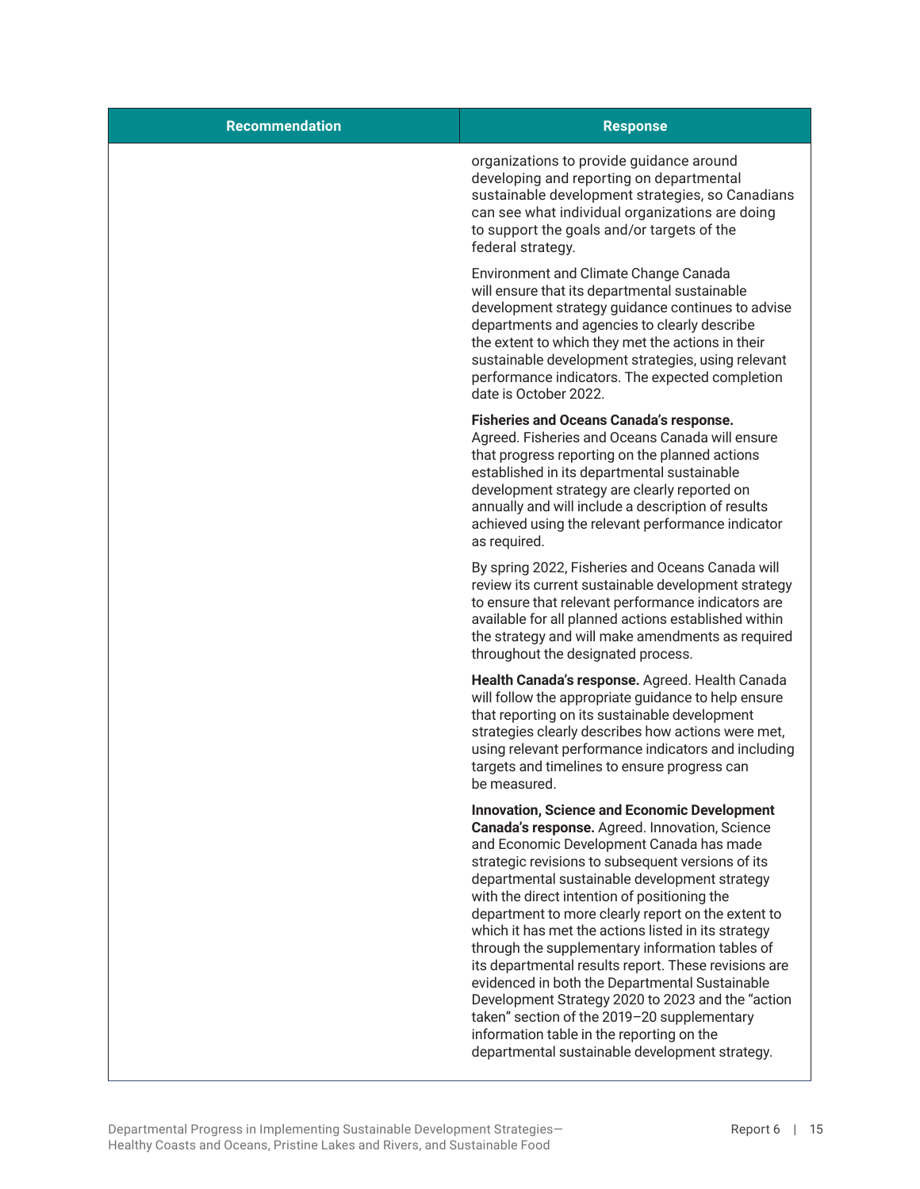| Recommendation | Response |
| --- | --- |
| | organizations to provide guidance around developing and reporting on departmental sustainable development strategies, so Canadians can see what individual organizations are doing to support the goals and/or targets of the federal strategy.<br><br>Environment and Climate Change Canada will ensure that its departmental sustainable development strategy guidance continues to advise departments and agencies to clearly describe the extent to which they met the actions in their sustainable development strategies, using relevant performance indicators. The expected completion date is October 2022.<br><br>**Fisheries and Oceans Canada's response.** Agreed. Fisheries and Oceans Canada will ensure that progress reporting on the planned actions established in its departmental sustainable development strategy are clearly reported on annually and will include a description of results achieved using the relevant performance indicator as required.<br><br>By spring 2022, Fisheries and Oceans Canada will review its current sustainable development strategy to ensure that relevant performance indicators are available for all planned actions established within the strategy and will make amendments as required throughout the designated process.<br><br>**Health Canada's response.** Agreed. Health Canada will follow the appropriate guidance to help ensure that reporting on its sustainable development strategies clearly describes how actions were met, using relevant performance indicators and including targets and timelines to ensure progress can be measured.<br><br>**Innovation, Science and Economic Development Canada's response.** Agreed. Innovation, Science and Economic Development Canada has made strategic revisions to subsequent versions of its departmental sustainable development strategy with the direct intention of positioning the department to more clearly report on the extent to which it has met the actions listed in its strategy through the supplementary information tables of its departmental results report. These revisions are evidenced in both the Departmental Sustainable Development Strategy 2020 to 2023 and the "action taken" section of the 2019–20 supplementary information table in the reporting on the departmental sustainable development strategy. |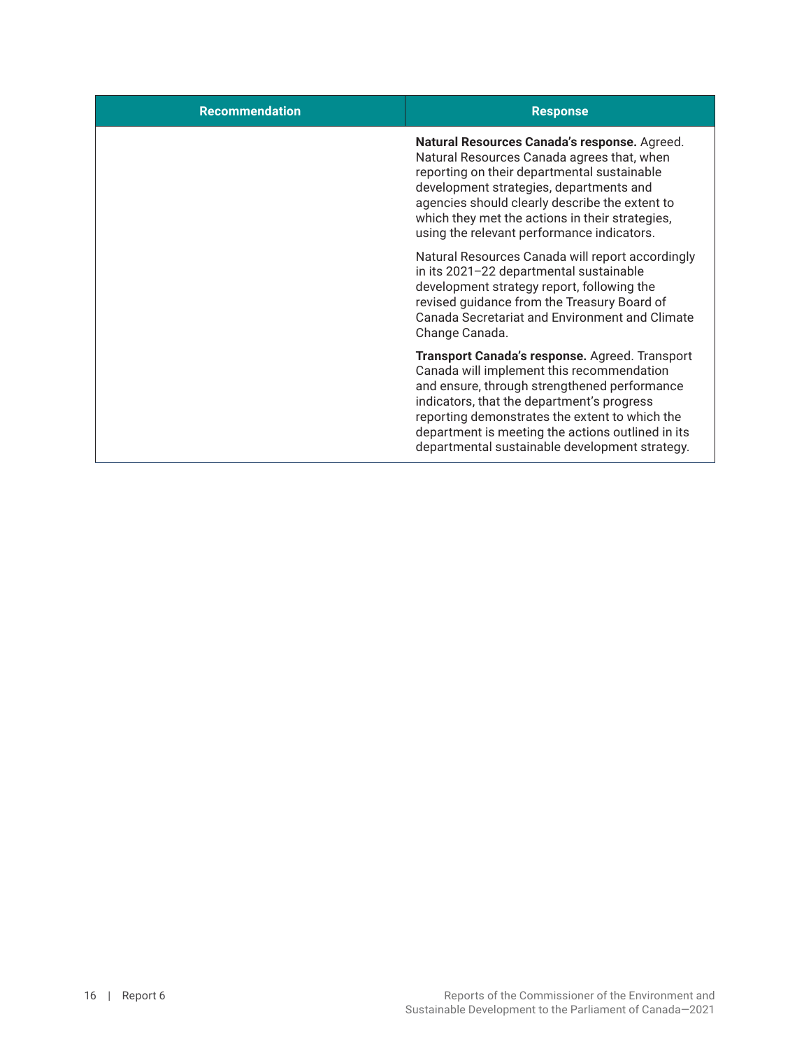| Recommendation | Response |
|---|---|
| | **Natural Resources Canada's response.** Agreed. Natural Resources Canada agrees that, when reporting on their departmental sustainable development strategies, departments and agencies should clearly describe the extent to which they met the actions in their strategies, using the relevant performance indicators.<br><br>Natural Resources Canada will report accordingly in its 2021–22 departmental sustainable development strategy report, following the revised guidance from the Treasury Board of Canada Secretariat and Environment and Climate Change Canada.<br><br>**Transport Canada's response.** Agreed. Transport Canada will implement this recommendation and ensure, through strengthened performance indicators, that the department's progress reporting demonstrates the extent to which the department is meeting the actions outlined in its departmental sustainable development strategy. |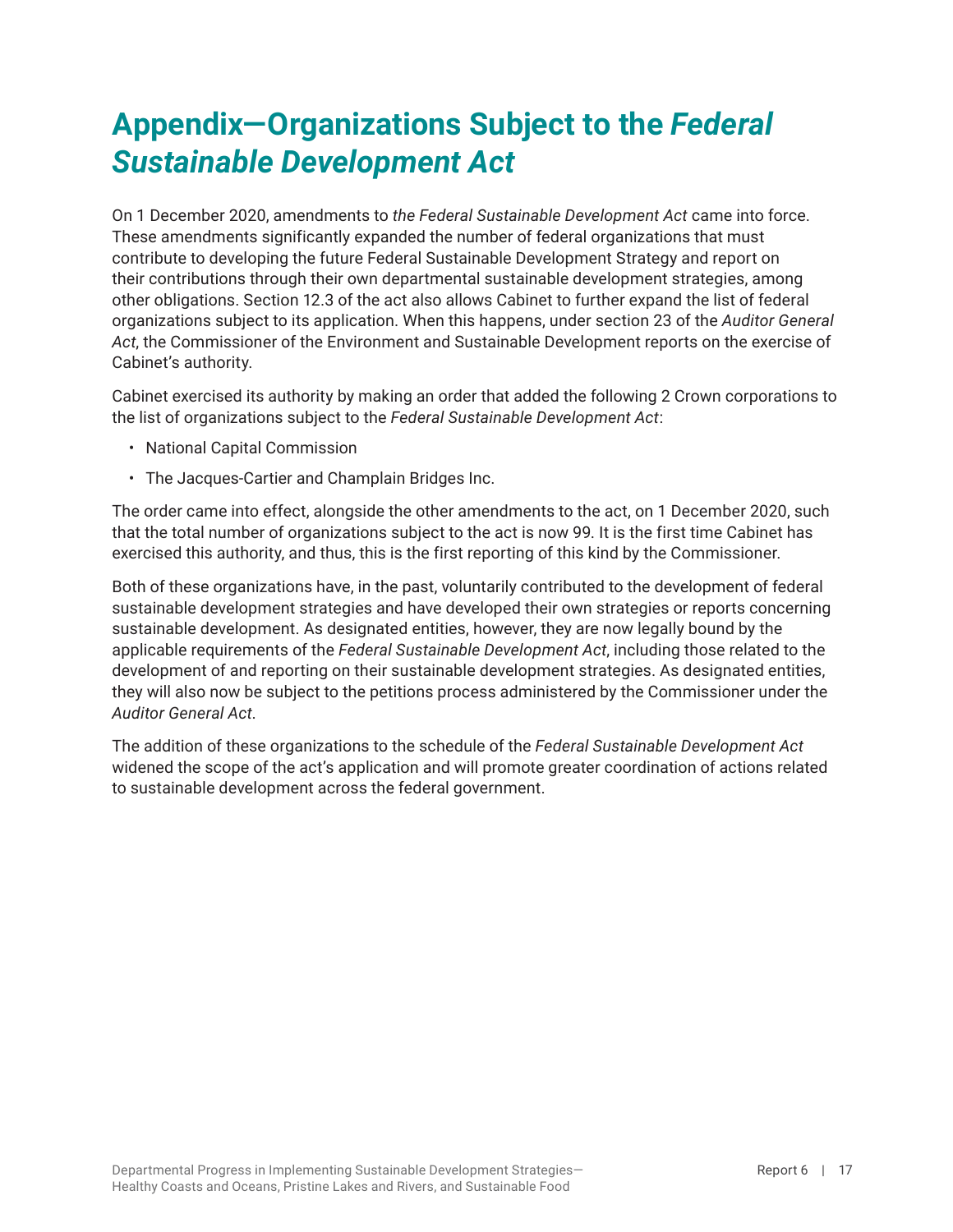# Appendix—Organizations Subject to the *Federal Sustainable Development Act*

On 1 December 2020, amendments to *the Federal Sustainable Development Act* came into force. These amendments significantly expanded the number of federal organizations that must contribute to developing the future Federal Sustainable Development Strategy and report on their contributions through their own departmental sustainable development strategies, among other obligations. Section 12.3 of the act also allows Cabinet to further expand the list of federal organizations subject to its application. When this happens, under section 23 of the *Auditor General Act*, the Commissioner of the Environment and Sustainable Development reports on the exercise of Cabinet's authority.

Cabinet exercised its authority by making an order that added the following 2 Crown corporations to the list of organizations subject to the *Federal Sustainable Development Act*:

- National Capital Commission
- The Jacques-Cartier and Champlain Bridges Inc.

The order came into effect, alongside the other amendments to the act, on 1 December 2020, such that the total number of organizations subject to the act is now 99. It is the first time Cabinet has exercised this authority, and thus, this is the first reporting of this kind by the Commissioner.

Both of these organizations have, in the past, voluntarily contributed to the development of federal sustainable development strategies and have developed their own strategies or reports concerning sustainable development. As designated entities, however, they are now legally bound by the applicable requirements of the *Federal Sustainable Development Act*, including those related to the development of and reporting on their sustainable development strategies. As designated entities, they will also now be subject to the petitions process administered by the Commissioner under the *Auditor General Act*.

The addition of these organizations to the schedule of the *Federal Sustainable Development Act* widened the scope of the act's application and will promote greater coordination of actions related to sustainable development across the federal government.